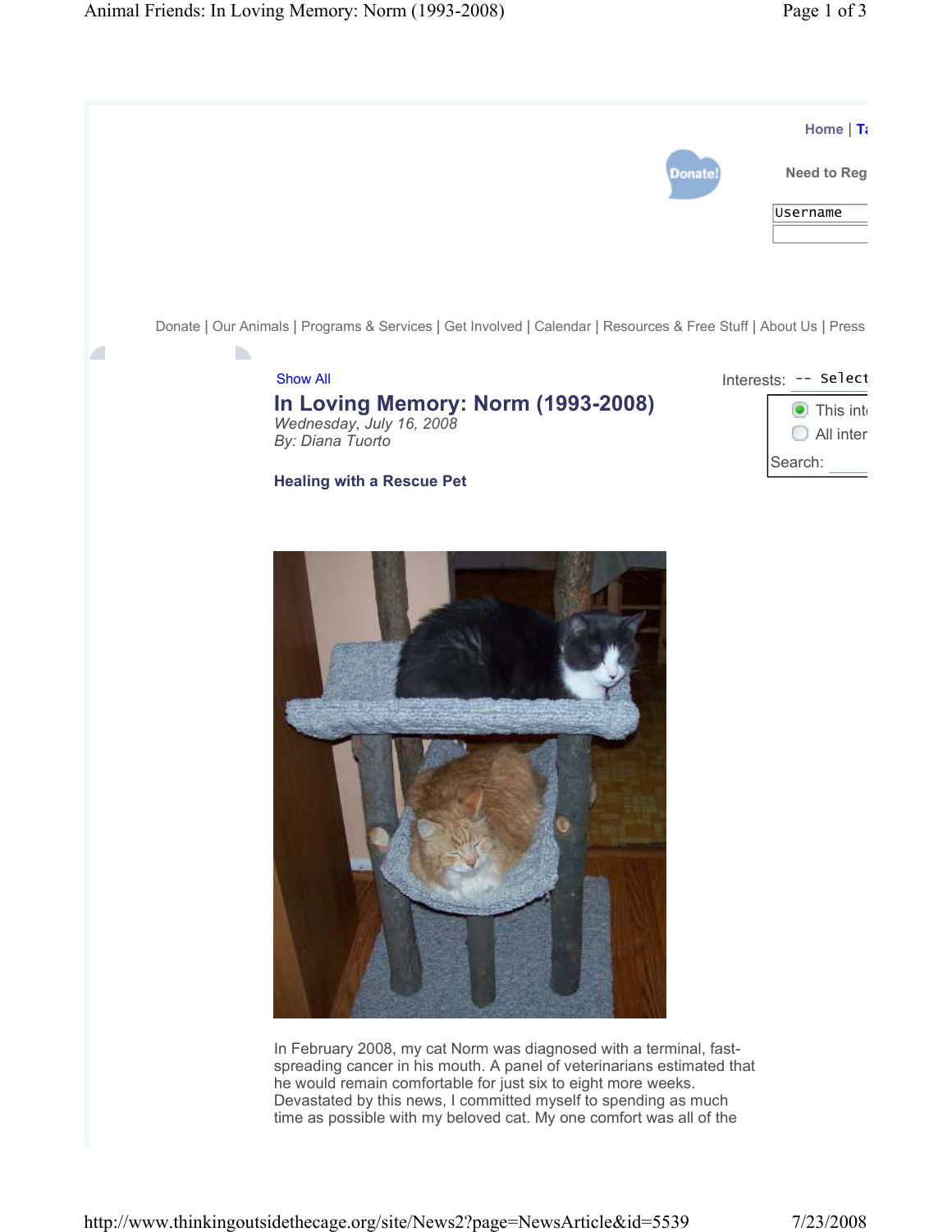Home | Ta

Donate!

Need to Reg

Username

Donate | Our Animals | Programs & Services | Get Involved | Calendar | Resources & Free Stuff | About Us | Press

Show All

Interests: -- Select

This inte

All inter

Search:

# In Loving Memory: Norm (1993-2008)

*Wednesday, July 16, 2008*
*By: Diana Tuorto*

### Healing with a Rescue Pet

In February 2008, my cat Norm was diagnosed with a terminal, fast-spreading cancer in his mouth. A panel of veterinarians estimated that he would remain comfortable for just six to eight more weeks. Devastated by this news, I committed myself to spending as much time as possible with my beloved cat. My one comfort was all of the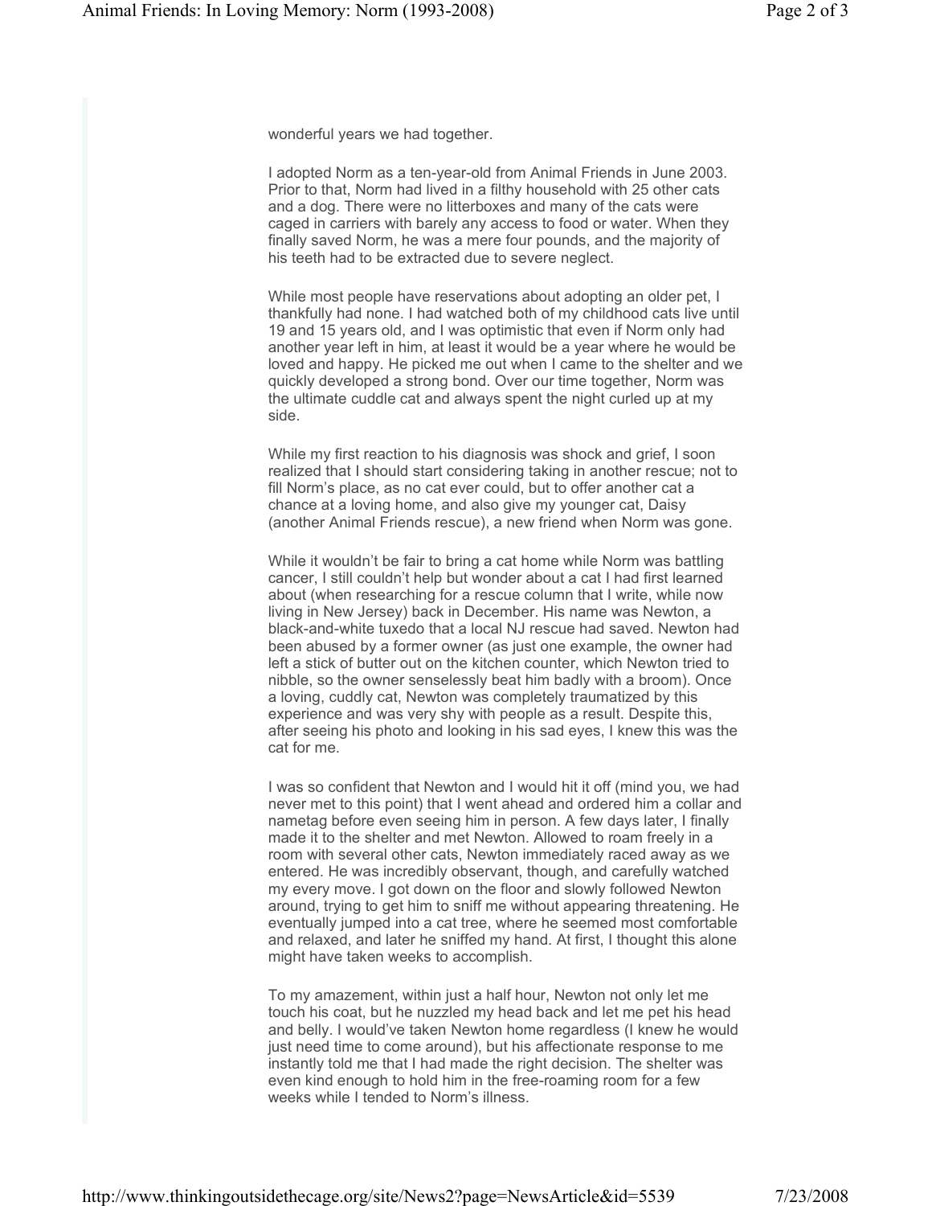wonderful years we had together.

I adopted Norm as a ten-year-old from Animal Friends in June 2003. Prior to that, Norm had lived in a filthy household with 25 other cats and a dog. There were no litterboxes and many of the cats were caged in carriers with barely any access to food or water. When they finally saved Norm, he was a mere four pounds, and the majority of his teeth had to be extracted due to severe neglect.

While most people have reservations about adopting an older pet, I thankfully had none. I had watched both of my childhood cats live until 19 and 15 years old, and I was optimistic that even if Norm only had another year left in him, at least it would be a year where he would be loved and happy. He picked me out when I came to the shelter and we quickly developed a strong bond. Over our time together, Norm was the ultimate cuddle cat and always spent the night curled up at my side.

While my first reaction to his diagnosis was shock and grief, I soon realized that I should start considering taking in another rescue; not to fill Norm's place, as no cat ever could, but to offer another cat a chance at a loving home, and also give my younger cat, Daisy (another Animal Friends rescue), a new friend when Norm was gone.

While it wouldn't be fair to bring a cat home while Norm was battling cancer, I still couldn't help but wonder about a cat I had first learned about (when researching for a rescue column that I write, while now living in New Jersey) back in December. His name was Newton, a black-and-white tuxedo that a local NJ rescue had saved. Newton had been abused by a former owner (as just one example, the owner had left a stick of butter out on the kitchen counter, which Newton tried to nibble, so the owner senselessly beat him badly with a broom). Once a loving, cuddly cat, Newton was completely traumatized by this experience and was very shy with people as a result. Despite this, after seeing his photo and looking in his sad eyes, I knew this was the cat for me.

I was so confident that Newton and I would hit it off (mind you, we had never met to this point) that I went ahead and ordered him a collar and nametag before even seeing him in person. A few days later, I finally made it to the shelter and met Newton. Allowed to roam freely in a room with several other cats, Newton immediately raced away as we entered. He was incredibly observant, though, and carefully watched my every move. I got down on the floor and slowly followed Newton around, trying to get him to sniff me without appearing threatening. He eventually jumped into a cat tree, where he seemed most comfortable and relaxed, and later he sniffed my hand. At first, I thought this alone might have taken weeks to accomplish.

To my amazement, within just a half hour, Newton not only let me touch his coat, but he nuzzled my head back and let me pet his head and belly. I would've taken Newton home regardless (I knew he would just need time to come around), but his affectionate response to me instantly told me that I had made the right decision. The shelter was even kind enough to hold him in the free-roaming room for a few weeks while I tended to Norm's illness.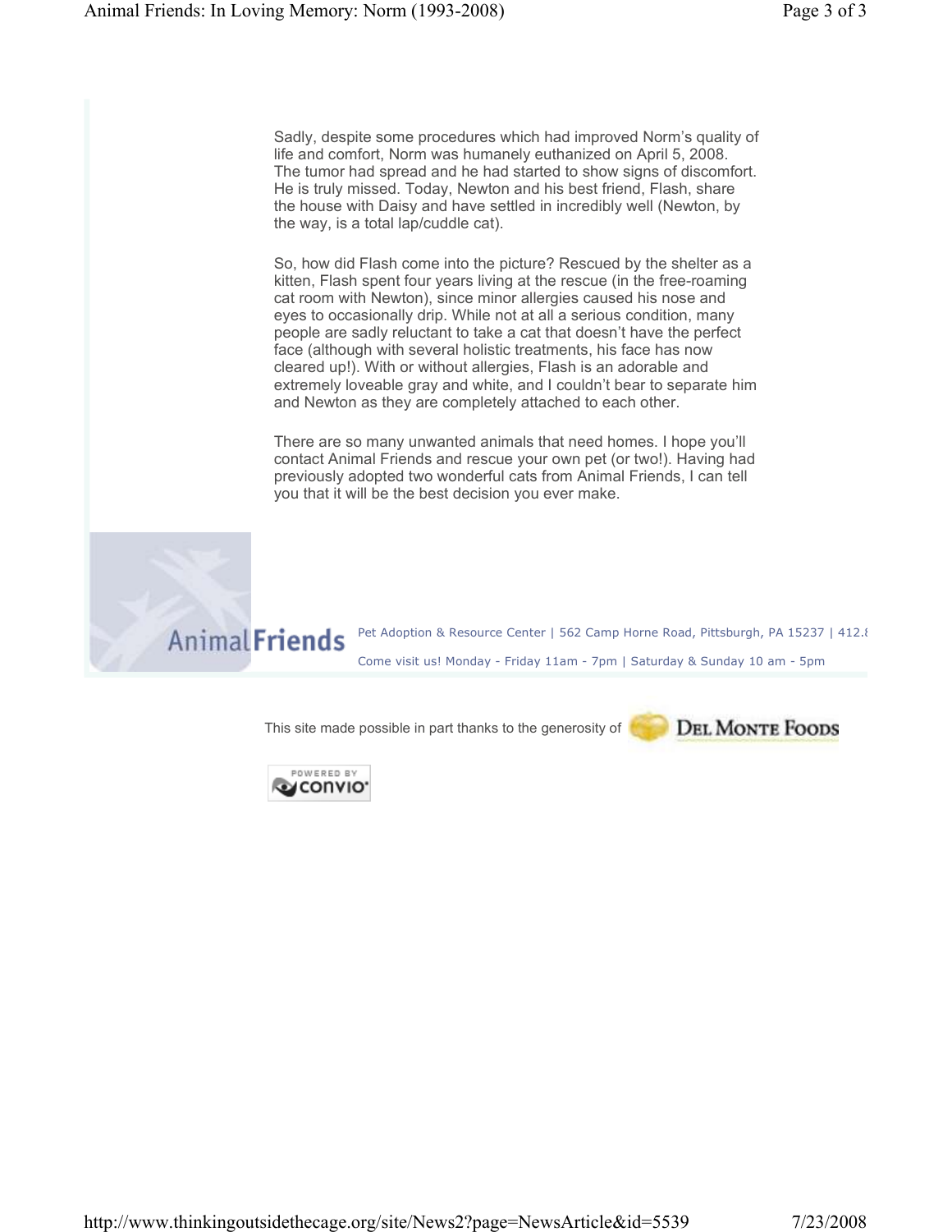Sadly, despite some procedures which had improved Norm's quality of life and comfort, Norm was humanely euthanized on April 5, 2008. The tumor had spread and he had started to show signs of discomfort. He is truly missed. Today, Newton and his best friend, Flash, share the house with Daisy and have settled in incredibly well (Newton, by the way, is a total lap/cuddle cat).

So, how did Flash come into the picture? Rescued by the shelter as a kitten, Flash spent four years living at the rescue (in the free-roaming cat room with Newton), since minor allergies caused his nose and eyes to occasionally drip. While not at all a serious condition, many people are sadly reluctant to take a cat that doesn't have the perfect face (although with several holistic treatments, his face has now cleared up!). With or without allergies, Flash is an adorable and extremely loveable gray and white, and I couldn't bear to separate him and Newton as they are completely attached to each other.

There are so many unwanted animals that need homes. I hope you'll contact Animal Friends and rescue your own pet (or two!). Having had previously adopted two wonderful cats from Animal Friends, I can tell you that it will be the best decision you ever make.

Animal Friends

Pet Adoption & Resource Center | 562 Camp Horne Road, Pittsburgh, PA 15237 | 412.8

Come visit us! Monday - Friday 11am - 7pm | Saturday & Sunday 10 am - 5pm

This site made possible in part thanks to the generosity of Del Monte Foods

Powered by Convio